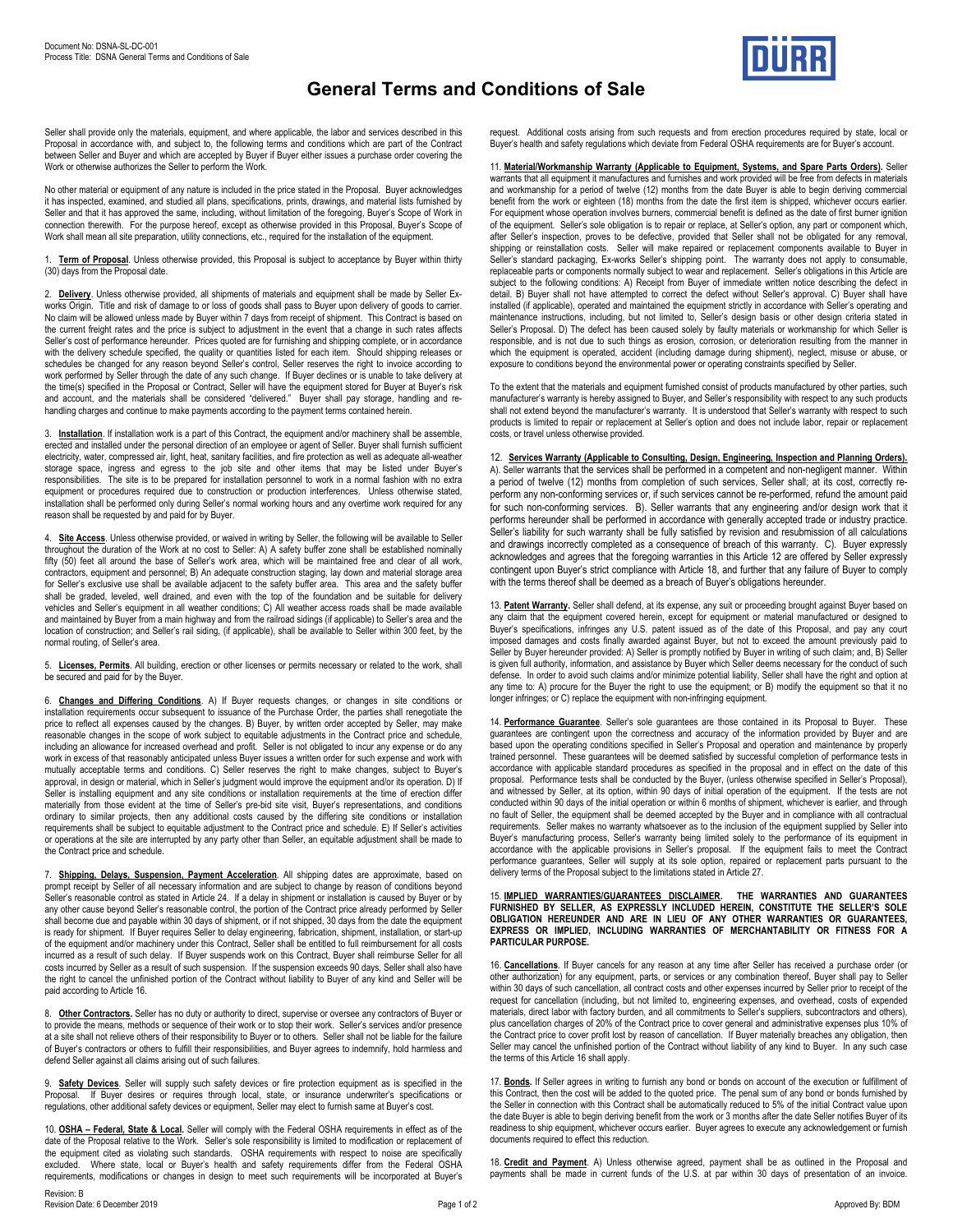# General Terms and Conditions of Sale

Seller shall provide only the materials, equipment, and where applicable, the labor and services described in this Proposal in accordance with, and subject to, the following terms and conditions which are part of the Contract between Seller and Buyer and which are accepted by Buyer if Buyer either issues a purchase order covering the Work or otherwise authorizes the Seller to perform the Work.

No other material or equipment of any nature is included in the price stated in the Proposal. Buyer acknowledges it has inspected, examined, and studied all plans, specifications, prints, drawings, and material lists furnished by Seller and that it has approved the same, including, without limitation of the foregoing, Buyer's Scope of Work in connection therewith. For the purpose hereof, except as otherwise provided in this Proposal, Buyer's Scope of Work shall mean all site preparation, utility connections, etc., required for the installation of the equipment.

1. **Term of Proposal**. Unless otherwise provided, this Proposal is subject to acceptance by Buyer within thirty (30) days from the Proposal date.

2. **Delivery**. Unless otherwise provided, all shipments of materials and equipment shall be made by Seller Ex-works Origin. Title and risk of damage to or loss of goods shall pass to Buyer upon delivery of goods to carrier. No claim will be allowed unless made by Buyer within 7 days from receipt of shipment. This Contract is based on the current freight rates and the price is subject to adjustment in the event that a change in such rates affects Seller's cost of performance hereunder. Prices quoted are for furnishing and shipping complete, or in accordance with the delivery schedule specified, the quality or quantities listed for each item. Should shipping releases or schedules be changed for any reason beyond Seller's control, Seller reserves the right to invoice according to work performed by Seller through the date of any such change. If Buyer declines or is unable to take delivery at the time(s) specified in the Proposal or Contract, Seller will have the equipment stored for Buyer at Buyer's risk and account, and the materials shall be considered "delivered." Buyer shall pay storage, handling and re-handling charges and continue to make payments according to the payment terms contained herein.

3. **Installation**. If installation work is a part of this Contract, the equipment and/or machinery shall be assemble, erected and installed under the personal direction of an employee or agent of Seller. Buyer shall furnish sufficient electricity, water, compressed air, light, heat, sanitary facilities, and fire protection as well as adequate all-weather storage space, ingress and egress to the job site and other items that may be listed under Buyer's responsibilities. The site is to be prepared for installation personnel to work in a normal fashion with no extra equipment or procedures required due to construction or production interferences. Unless otherwise stated, installation shall be performed only during Seller's normal working hours and any overtime work required for any reason shall be requested by and paid for by Buyer.

4. **Site Access**. Unless otherwise provided, or waived in writing by Seller, the following will be available to Seller throughout the duration of the Work at no cost to Seller: A) A safety buffer zone shall be established nominally fifty (50) feet all around the base of Seller's work area, which will be maintained free and clear of all work, contractors, equipment and personnel; B) An adequate construction staging, lay down and material storage area for Seller's exclusive use shall be available adjacent to the safety buffer area. This area and the safety buffer shall be graded, leveled, well drained, and even with the top of the foundation and be suitable for delivery vehicles and Seller's equipment in all weather conditions; C) All weather access roads shall be made available and maintained by Buyer from a main highway and from the railroad sidings (if applicable) to Seller's area and the location of construction; and Seller's rail siding, (if applicable), shall be available to Seller within 300 feet, by the normal routing, of Seller's area.

5. **Licenses, Permits**. All building, erection or other licenses or permits necessary or related to the work, shall be secured and paid for by the Buyer.

6. **Changes and Differing Conditions**. A) If Buyer requests changes, or changes in site conditions or installation requirements occur subsequent to issuance of the Purchase Order, the parties shall renegotiate the price to reflect all expenses caused by the changes. B) Buyer, by written order accepted by Seller, may make reasonable changes in the scope of work subject to equitable adjustments in the Contract price and schedule, including an allowance for increased overhead and profit. Seller is not obligated to incur any expense or do any work in excess of that reasonably anticipated unless Buyer issues a written order for such expense and work with mutually acceptable terms and conditions. C) Seller reserves the right to make changes, subject to Buyer's approval, in design or material, which in Seller's judgment would improve the equipment and/or its operation. D) If Seller is installing equipment and any site conditions or installation requirements at the time of erection differ materially from those evident at the time of Seller's pre-bid site visit, Buyer's representations, and conditions ordinary to similar projects, then any additional costs caused by the differing site conditions or installation requirements shall be subject to equitable adjustment to the Contract price and schedule. E) If Seller's activities or operations at the site are interrupted by any party other than Seller, an equitable adjustment shall be made to the Contract price and schedule.

7. **Shipping, Delays, Suspension, Payment Acceleration**. All shipping dates are approximate, based on prompt receipt by Seller of all necessary information and are subject to change by reason of conditions beyond Seller's reasonable control as stated in Article 24. If a delay in shipment or installation is caused by Buyer or by any other cause beyond Seller's reasonable control, the portion of the Contract price already performed by Seller shall become due and payable within 30 days of shipment, or if not shipped, 30 days from the date the equipment is ready for shipment. If Buyer requires Seller to delay engineering, fabrication, shipment, installation, or start-up of the equipment and/or machinery under this Contract, Seller shall be entitled to full reimbursement for all costs incurred as a result of such delay. If Buyer suspends work on this Contract, Buyer shall reimburse Seller for all costs incurred by Seller as a result of such suspension. If the suspension exceeds 90 days, Seller shall also have the right to cancel the unfinished portion of the Contract without liability to Buyer of any kind and Seller will be paid according to Article 16.

8. **Other Contractors.** Seller has no duty or authority to direct, supervise or oversee any contractors of Buyer or to provide the means, methods or sequence of their work or to stop their work. Seller's services and/or presence at a site shall not relieve others of their responsibility to Buyer or to others. Seller shall not be liable for the failure of Buyer's contractors or others to fulfill their responsibilities, and Buyer agrees to indemnify, hold harmless and defend Seller against all claims arising out of such failures.

9. **Safety Devices**. Seller will supply such safety devices or fire protection equipment as is specified in the Proposal. If Buyer desires or requires through local, state, or insurance underwriter's specifications or regulations, other additional safety devices or equipment, Seller may elect to furnish same at Buyer's cost.

10. **OSHA – Federal, State & Local.** Seller will comply with the Federal OSHA requirements in effect as of the date of the Proposal relative to the Work. Seller's sole responsibility is limited to modification or replacement of the equipment cited as violating such standards. OSHA requirements with respect to noise are specifically excluded. Where state, local or Buyer's health and safety requirements differ from the Federal OSHA requirements, modifications or changes in design to meet such requirements will be incorporated at Buyer's request. Additional costs arising from such requests and from erection procedures required by state, local or Buyer's health and safety regulations which deviate from Federal OSHA requirements are for Buyer's account.

11. **Material/Workmanship Warranty (Applicable to Equipment, Systems, and Spare Parts Orders).** Seller warrants that all equipment it manufactures and furnishes and work provided will be free from defects in materials and workmanship for a period of twelve (12) months from the date Buyer is able to begin deriving commercial benefit from the work or eighteen (18) months from the date the first item is shipped, whichever occurs earlier. For equipment whose operation involves burners, commercial benefit is defined as the date of first burner ignition of the equipment. Seller's sole obligation is to repair or replace, at Seller's option, any part or component which, after Seller's inspection, proves to be defective, provided that Seller shall not be obligated for any removal, shipping or reinstallation costs. Seller will make repaired or replacement components available to Buyer in Seller's standard packaging, Ex-works Seller's shipping point. The warranty does not apply to consumable, replaceable parts or components normally subject to wear and replacement. Seller's obligations in this Article are subject to the following conditions: A) Receipt from Buyer of immediate written notice describing the defect in detail. B) Buyer shall not have attempted to correct the defect without Seller's approval. C) Buyer shall have installed (if applicable), operated and maintained the equipment strictly in accordance with Seller's operating and maintenance instructions, including, but not limited to, Seller's design basis or other design criteria stated in Seller's Proposal. D) The defect has been caused solely by faulty materials or workmanship for which Seller is responsible, and is not due to such things as erosion, corrosion, or deterioration resulting from the manner in which the equipment is operated, accident (including damage during shipment), neglect, misuse or abuse, or exposure to conditions beyond the environmental power or operating constraints specified by Seller.

To the extent that the materials and equipment furnished consist of products manufactured by other parties, such manufacturer's warranty is hereby assigned to Buyer, and Seller's responsibility with respect to any such products shall not extend beyond the manufacturer's warranty. It is understood that Seller's warranty with respect to such products is limited to repair or replacement at Seller's option and does not include labor, repair or replacement costs, or travel unless otherwise provided.

12. **Services Warranty (Applicable to Consulting, Design, Engineering, Inspection and Planning Orders).** A). Seller warrants that the services shall be performed in a competent and non-negligent manner. Within a period of twelve (12) months from completion of such services, Seller shall; at its cost, correctly re-perform any non-conforming services or, if such services cannot be re-performed, refund the amount paid for such non-conforming services. B). Seller warrants that any engineering and/or design work that it performs hereunder shall be performed in accordance with generally accepted trade or industry practice. Seller's liability for such warranty shall be fully satisfied by revision and resubmission of all calculations and drawings incorrectly completed as a consequence of breach of this warranty. C). Buyer expressly acknowledges and agrees that the foregoing warranties in this Article 12 are offered by Seller expressly contingent upon Buyer's strict compliance with Article 18, and further that any failure of Buyer to comply with the terms thereof shall be deemed as a breach of Buyer's obligations hereunder.

13. **Patent Warranty.** Seller shall defend, at its expense, any suit or proceeding brought against Buyer based on any claim that the equipment covered herein, except for equipment or material manufactured or designed to Buyer's specifications, infringes any U.S. patent issued as of the date of this Proposal, and pay any court imposed damages and costs finally awarded against Buyer, but not to exceed the amount previously paid to Seller by Buyer hereunder provided: A) Seller is promptly notified by Buyer in writing of such claim; and, B) Seller is given full authority, information, and assistance by Buyer which Seller deems necessary for the conduct of such defense. In order to avoid such claims and/or minimize potential liability, Seller shall have the right and option at any time to: A) procure for the Buyer the right to use the equipment; or B) modify the equipment so that it no longer infringes; or C) replace the equipment with non-infringing equipment.

14. **Performance Guarantee**. Seller's sole guarantees are those contained in its Proposal to Buyer. These guarantees are contingent upon the correctness and accuracy of the information provided by Buyer and are based upon the operating conditions specified in Seller's Proposal and operation and maintenance by properly trained personnel. These guarantees will be deemed satisfied by successful completion of performance tests in accordance with applicable standard procedures as specified in the proposal and in effect on the date of this proposal. Performance tests shall be conducted by the Buyer, (unless otherwise specified in Seller's Proposal), and witnessed by Seller, at its option, within 90 days of initial operation of the equipment. If the tests are not conducted within 90 days of the initial operation or within 6 months of shipment, whichever is earlier, and through no fault of Seller, the equipment shall be deemed accepted by the Buyer and in compliance with all contractual requirements. Seller makes no warranty whatsoever as to the inclusion of the equipment supplied by Seller into Buyer's manufacturing process, Seller's warranty being limited solely to the performance of its equipment in accordance with the applicable provisions in Seller's proposal. If the equipment fails to meet the Contract performance guarantees, Seller will supply at its sole option, repaired or replacement parts pursuant to the delivery terms of the Proposal subject to the limitations stated in Article 27.

15. **IMPLIED WARRANTIES/GUARANTEES DISCLAIMER. THE WARRANTIES AND GUARANTEES FURNISHED BY SELLER, AS EXPRESSLY INCLUDED HEREIN, CONSTITUTE THE SELLER'S SOLE OBLIGATION HEREUNDER AND ARE IN LIEU OF ANY OTHER WARRANTIES OR GUARANTEES, EXPRESS OR IMPLIED, INCLUDING WARRANTIES OF MERCHANTABILITY OR FITNESS FOR A PARTICULAR PURPOSE.**

16. **Cancellations**. If Buyer cancels for any reason at any time after Seller has received a purchase order (or other authorization) for any equipment, parts, or services or any combination thereof, Buyer shall pay to Seller within 30 days of such cancellation, all contract costs and other expenses incurred by Seller prior to receipt of the request for cancellation (including, but not limited to, engineering expenses, and overhead, costs of expended materials, direct labor with factory burden, and all commitments to Seller's suppliers, subcontractors and others), plus cancellation charges of 20% of the Contract price to cover general and administrative expenses plus 10% of the Contract price to cover profit lost by reason of cancellation. If Buyer materially breaches any obligation, then Seller may cancel the unfinished portion of the Contract without liability of any kind to Buyer. In any such case the terms of this Article 16 shall apply.

17. **Bonds.** If Seller agrees in writing to furnish any bond or bonds on account of the execution or fulfillment of this Contract, then the cost will be added to the quoted price. The penal sum of any bond or bonds furnished by the Seller in connection with this Contract shall be automatically reduced to 5% of the initial Contract value upon the date Buyer is able to begin deriving benefit from the work or 3 months after the Seller notifies Buyer of its readiness to ship equipment, whichever occurs earlier. Buyer agrees to execute any acknowledgement or furnish documents required to effect this reduction.

18. **Credit and Payment**. A) Unless otherwise agreed, payment shall be as outlined in the Proposal and payments shall be made in current funds of the U.S. at par within 30 days of presentation of an invoice.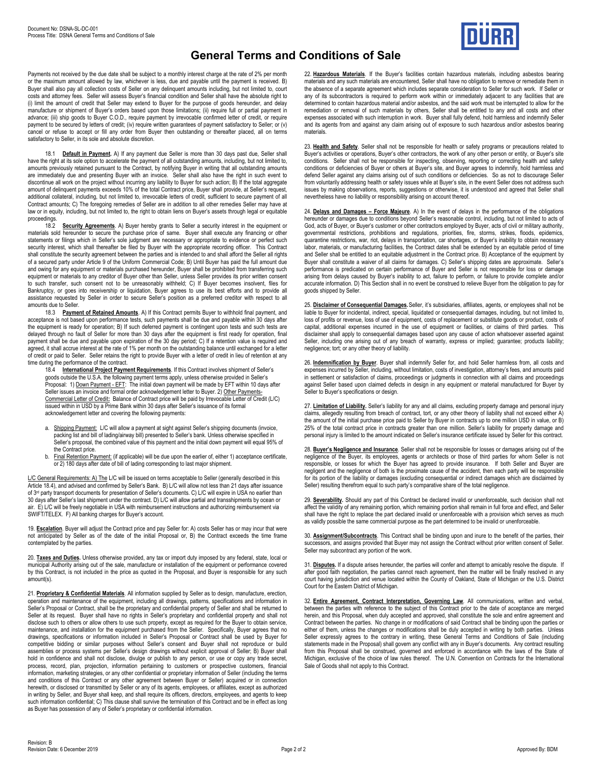# General Terms and Conditions of Sale

Payments not received by the due date shall be subject to a monthly interest charge at the rate of 2% per month or the maximum amount allowed by law, whichever is less, due and payable until the payment is received. B) Buyer shall also pay all collection costs of Seller on any delinquent amounts including, but not limited to, court costs and attorney fees. Seller will assess Buyer's financial condition and Seller shall have the absolute right to (i) limit the amount of credit that Seller may extend to Buyer for the purpose of goods hereunder, and delay manufacture or shipment of Buyer's orders based upon those limitations; (ii) require full or partial payment in advance; (iii) ship goods to Buyer C.O.D., require payment by irrevocable confirmed letter of credit, or require payment to be secured by letters of credit; (iv) require written guarantees of payment satisfactory to Seller; or (v) cancel or refuse to accept or fill any order from Buyer then outstanding or thereafter placed, all on terms satisfactory to Seller, in its sole and absolute discretion.

18.1 **Default in Payment.** A) If any payment due Seller is more than 30 days past due, Seller shall have the right at its sole option to accelerate the payment of all outstanding amounts, including, but not limited to, amounts previously retained pursuant to the Contract, by notifying Buyer in writing that all outstanding amounts are immediately due and presenting Buyer with an invoice. Seller shall also have the right in such event to discontinue all work on the project without incurring any liability to Buyer for such action; B) If the total aggregate amount of delinquent payments exceeds 10% of the total Contract price, Buyer shall provide, at Seller's request, additional collateral, including, but not limited to, irrevocable letters of credit, sufficient to secure payment of all Contract amounts; C) The foregoing remedies of Seller are in addition to all other remedies Seller may have at law or in equity, including, but not limited to, the right to obtain liens on Buyer's assets through legal or equitable proceedings.

18.2 **Security Agreements**. A) Buyer hereby grants to Seller a security interest in the equipment or materials sold hereunder to secure the purchase price of same. Buyer shall execute any financing or other statements or filings which in Seller's sole judgment are necessary or appropriate to evidence or perfect such security interest, which shall thereafter be filed by Buyer with the appropriate recording officer. This Contract shall constitute the security agreement between the parties and is intended to and shall afford the Seller all rights of a secured party under Article 9 of the Uniform Commercial Code; B) Until Buyer has paid the full amount due and owing for any equipment or materials purchased hereunder, Buyer shall be prohibited from transferring such equipment or materials to any creditor of Buyer other than Seller, unless Seller provides its prior written consent to such transfer, such consent not to be unreasonably withheld; C) If Buyer becomes insolvent, files for Bankruptcy, or goes into receivership or liquidation, Buyer agrees to use its best efforts and to provide all assistance requested by Seller in order to secure Seller's position as a preferred creditor with respect to all amounts due to Seller.

18.3 **Payment of Retained Amounts**. A) If this Contract permits Buyer to withhold final payment, and acceptance is not based upon performance tests, such payments shall be due and payable within 30 days after the equipment is ready for operation; B) If such deferred payment is contingent upon tests and such tests are delayed through no fault of Seller for more than 30 days after the equipment is first ready for operation, final payment shall be due and payable upon expiration of the 30 day period; C) If a retention value is required and agreed, it shall accrue interest at the rate of 1% per month on the outstanding balance until exchanged for a letter of credit or paid to Seller. Seller retains the right to provide Buyer with a letter of credit in lieu of retention at any time during the performance of the contract.

18.4 **International Project Payment Requirements**. If this Contract involves shipment of Seller's goods outside the U.S.A. the following payment terms apply, unless otherwise provided in Seller's Proposal: 1) Down Payment - EFT: The initial down payment will be made by EFT within 10 days after Seller issues an invoice and formal order acknowledgement letter to Buyer. 2) Other Payments-Commercial Letter of Credit**:** Balance of Contract price will be paid by Irrevocable Letter of Credit (L/C) issued within in USD by a Prime Bank within 30 days after Seller's issuance of its formal acknowledgement letter and covering the following payments:

a. Shipping Payment: L/C will allow a payment at sight against Seller's shipping documents (invoice, packing list and bill of lading/airway bill) presented to Seller's bank. Unless otherwise specified in Seller's proposal, the combined value of this payment and the initial down payment will equal 95% of the Contract price.
b. Final Retention Payment: (if applicable) will be due upon the earlier of, either 1) acceptance certificate, or 2) 180 days after date of bill of lading corresponding to last major shipment.

L/C General Requirements: A) The L/C will be issued on terms acceptable to Seller (generally described in this Article 18.4), and advised and confirmed by Seller's Bank. B) L/C will allow not less than 21 days after issuance of 3rd party transport documents for presentation of Seller's documents. C) L/C will expire in USA no earlier than 30 days after Seller's last shipment under the contract. D) L/C will allow partial and transshipments by ocean or air. E) L/C will be freely negotiable in USA with reimbursement instructions and authorizing reimbursement via SWIFT/TELEX. F) All banking charges for Buyer's account.

19. **Escalation**. Buyer will adjust the Contract price and pay Seller for: A) costs Seller has or may incur that were not anticipated by Seller as of the date of the initial Proposal or, B) the Contract exceeds the time frame contemplated by the parties.

20. **Taxes and Duties.** Unless otherwise provided, any tax or import duty imposed by any federal, state, local or municipal Authority arising out of the sale, manufacture or installation of the equipment or performance covered by this Contract, is not included in the price as quoted in the Proposal, and Buyer is responsible for any such amount(s).

21. **Proprietary & Confidential Materials**. All information supplied by Seller as to design, manufacture, erection, operation and maintenance of the equipment, including all drawings, patterns, specifications and information in Seller's Proposal or Contract, shall be the proprietary and confidential property of Seller and shall be returned to Seller at its request. Buyer shall have no rights in Seller's proprietary and confidential property and shall not disclose such to others or allow others to use such property, except as required for the Buyer to obtain service, maintenance, and installation for the equipment purchased from the Seller. Specifically, Buyer agrees that no drawings, specifications or information included in Seller's Proposal or Contract shall be used by Buyer for competitive bidding or similar purposes without Seller's consent and Buyer shall not reproduce or build assemblies or process systems per Seller's design drawings without explicit approval of Seller; B) Buyer shall hold in confidence and shall not disclose, divulge or publish to any person, or use or copy any trade secret, process, record, plan, projection, information pertaining to customers or prospective customers, financial information, marketing strategies, or any other confidential or proprietary information of Seller (including the terms and conditions of this Contract or any other agreement between Buyer or Seller) acquired or in connection herewith, or disclosed or transmitted by Seller or any of its agents, employees, or affiliates, except as authorized in writing by Seller, and Buyer shall keep, and shall require its officers, directors, employees, and agents to keep such information confidential; C) This clause shall survive the termination of this Contract and be in effect as long as Buyer has possession of any of Seller's proprietary or confidential information.

22. **Hazardous Materials**. If the Buyer's facilities contain hazardous materials, including asbestos bearing materials and any such materials are encountered, Seller shall have no obligation to remove or remediate them in the absence of a separate agreement which includes separate consideration to Seller for such work. If Seller or any of its subcontractors is required to perform work within or immediately adjacent to any facilities that are determined to contain hazardous material and/or asbestos, and the said work must be interrupted to allow for the remediation or removal of such materials by others, Seller shall be entitled to any and all costs and other expenses associated with such interruption in work. Buyer shall fully defend, hold harmless and indemnify Seller and its agents from and against any claim arising out of exposure to such hazardous and/or asbestos bearing materials.

23. **Health and Safety**. Seller shall not be responsible for health or safety programs or precautions related to Buyer's activities or operations, Buyer's other contractors, the work of any other person or entity, or Buyer's site conditions. Seller shall not be responsible for inspecting, observing, reporting or correcting health and safety conditions or deficiencies of Buyer or others at Buyer's site, and Buyer agrees to indemnify, hold harmless and defend Seller against any claims arising out of such conditions or deficiencies. So as not to discourage Seller from voluntarily addressing health or safety issues while at Buyer's site, in the event Seller does not address such issues by making observations, reports, suggestions or otherwise, it is understood and agreed that Seller shall nevertheless have no liability or responsibility arising on account thereof.

24. **Delays and Damages – Force Majeure**. A) In the event of delays in the performance of the obligations hereunder or damages due to conditions beyond Seller's reasonable control, including, but not limited to acts of God, acts of Buyer, or Buyer's customer or other contractors employed by Buyer, acts of civil or military authority, governmental restrictions, prohibitions and regulations, priorities, fire, storms, strikes, floods, epidemics, quarantine restrictions, war, riot, delays in transportation, car shortages, or Buyer's inability to obtain necessary labor, materials, or manufacturing facilities, the Contract dates shall be extended by an equitable period of time and Seller shall be entitled to an equitable adjustment in the Contract price. B) Acceptance of the equipment by Buyer shall constitute a waiver of all claims for damages. C) Seller's shipping dates are approximate. Seller's performance is predicated on certain performance of Buyer and Seller is not responsible for loss or damage arising from delays caused by Buyer's inability to act, failure to perform, or failure to provide complete and/or accurate information. D) This Section shall in no event be construed to relieve Buyer from the obligation to pay for goods shipped by Seller.

25. **Disclaimer of Consequential Damages.** Seller, it's subsidiaries, affiliates, agents, or employees shall not be liable to Buyer for incidental, indirect, special, liquidated or consequential damages, including, but not limited to, loss of profits or revenue, loss of use of equipment, costs of replacement or substitute goods or product, costs of capital, additional expenses incurred in the use of equipment or facilities, or claims of third parties. This disclaimer shall apply to consequential damages based upon any cause of action whatsoever asserted against Seller, including one arising out of any breach of warranty, express or implied; guarantee; products liability; negligence; tort; or any other theory of liability.

26. **Indemnification by Buyer**. Buyer shall indemnify Seller for, and hold Seller harmless from, all costs and expenses incurred by Seller, including, without limitation, costs of investigation, attorney's fees, and amounts paid in settlement or satisfaction of claims, proceedings or judgments in connection with all claims and proceedings against Seller based upon claimed defects in design in any equipment or material manufactured for Buyer by Seller to Buyer's specifications or design.

27. **Limitation of Liability.** Seller's liability for any and all claims, excluding property damage and personal injury claims, allegedly resulting from breach of contract, tort, or any other theory of liability shall not exceed either A) the amount of the initial purchase price paid to Seller by Buyer in contracts up to one million USD in value, or B) 25% of the total contract price in contracts greater than one million. Seller's liability for property damage and personal injury is limited to the amount indicated on Seller's insurance certificate issued by Seller for this contract.

28. **Buyer's Negligence and Insurance**. Seller shall not be responsible for losses or damages arising out of the negligence of the Buyer, its employees, agents or architects or those of third parties for whom Seller is not responsible, or losses for which the Buyer has agreed to provide insurance. If both Seller and Buyer are negligent and the negligence of both is the proximate cause of the accident, then each party will be responsible for its portion of the liability or damages (excluding consequential or indirect damages which are disclaimed by Seller) resulting therefrom equal to such party's comparative share of the total negligence.

29. **Severability.** Should any part of this Contract be declared invalid or unenforceable, such decision shall not affect the validity of any remaining portion, which remaining portion shall remain in full force and effect, and Seller shall have the right to replace the part declared invalid or unenforceable with a provision which serves as much as validly possible the same commercial purpose as the part determined to be invalid or unenforceable.

30. **Assignment/Subcontracts**. This Contract shall be binding upon and inure to the benefit of the parties, their successors, and assigns provided that Buyer may not assign the Contract without prior written consent of Seller. Seller may subcontract any portion of the work.

31. **Disputes.** If a dispute arises hereunder, the parties will confer and attempt to amicably resolve the dispute. If after good faith negotiation, the parties cannot reach agreement, then the matter will be finally resolved in any court having jurisdiction and venue located within the County of Oakland, State of Michigan or the U.S. District Court for the Eastern District of Michigan.

32. **Entire Agreement, Contract Interpretation, Governing Law**. All communications, written and verbal, between the parties with reference to the subject of this Contract prior to the date of acceptance are merged herein, and this Proposal, when duly accepted and approved, shall constitute the sole and entire agreement and Contract between the parties. No change in or modifications of said Contract shall be binding upon the parties or either of them, unless the changes or modifications shall be duly accepted in writing by both parties. Unless Seller expressly agrees to the contrary in writing, these General Terms and Conditions of Sale (including statements made in the Proposal) shall govern any conflict with any in Buyer's documents. Any contract resulting from this Proposal shall be construed, governed and enforced in accordance with the laws of the State of Michigan, exclusive of the choice of law rules thereof. The U.N. Convention on Contracts for the International Sale of Goods shall not apply to this Contract.